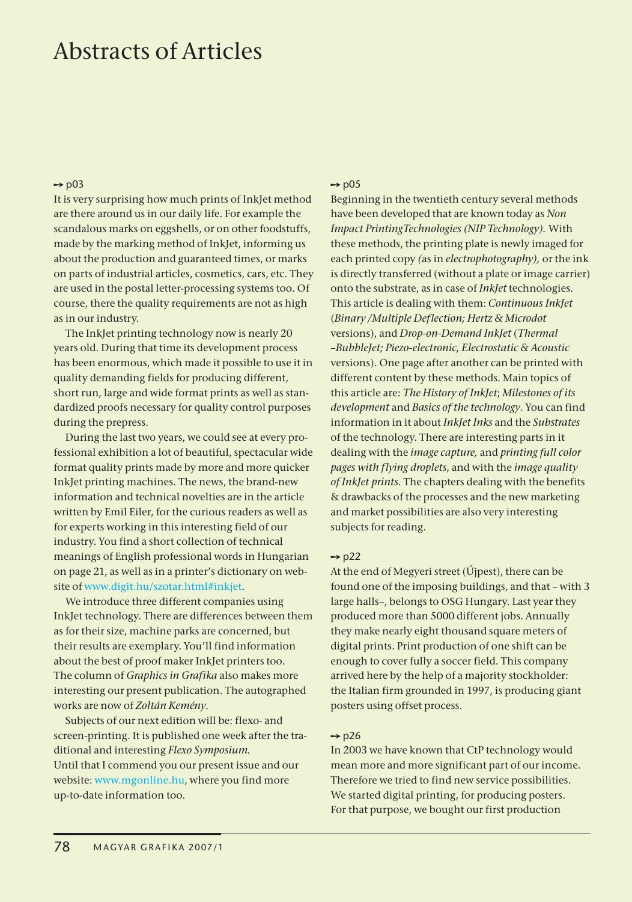# Abstracts of Articles

→ p03

It is very surprising how much prints of InkJet method are there around us in our daily life. For example the scandalous marks on eggshells, or on other foodstuffs, made by the marking method of InkJet, informing us about the production and guaranteed times, or marks on parts of industrial articles, cosmetics, cars, etc. They are used in the postal letter-processing systems too. Of course, there the quality requirements are not as high as in our industry.

The InkJet printing technology now is nearly 20 years old. During that time its development process has been enormous, which made it possible to use it in quality demanding fields for producing different, short run, large and wide format prints as well as standardized proofs necessary for quality control purposes during the prepress.

During the last two years, we could see at every professional exhibition a lot of beautiful, spectacular wide format quality prints made by more and more quicker InkJet printing machines. The news, the brand-new information and technical novelties are in the article written by Emil Eiler, for the curious readers as well as for experts working in this interesting field of our industry. You find a short collection of technical meanings of English professional words in Hungarian on page 21, as well as in a printer's dictionary on website of www.digit.hu/szotar.html#inkjet.

We introduce three different companies using InkJet technology. There are differences between them as for their size, machine parks are concerned, but their results are exemplary. You'll find information about the best of proof maker InkJet printers too. The column of *Graphics in Grafika* also makes more interesting our present publication. The autographed works are now of *Zoltán Kemény*.

Subjects of our next edition will be: flexo- and screen-printing. It is published one week after the traditional and interesting *Flexo Symposium*.
Until that I commend you our present issue and our website: www.mgonline.hu, where you find more up-to-date information too.

→ p05

Beginning in the twentieth century several methods have been developed that are known today as *Non Impact PrintingTechnologies (NIP Technology)*. With these methods, the printing plate is newly imaged for each printed copy *(*as in *electrophotography),* or the ink is directly transferred (without a plate or image carrier) onto the substrate, as in case of *InkJet* technologies. This article is dealing with them: *Continuous InkJet* (*Binary /Multiple Deflection; Hertz & Microdot* versions), and *Drop-on-Demand InkJet* (*Thermal –BubbleJet; Piezo-electronic, Electrostatic & Acoustic* versions). One page after another can be printed with different content by these methods. Main topics of this article are: *The History of InkJet*; *Milestones of its development* and *Basics of the technology*. You can find information in it about *InkJet Inks* and the *Substrates* of the technology. There are interesting parts in it dealing with the *image capture,* and *printing full color pages with flying droplets*, and with the *image quality of InkJet prints*. The chapters dealing with the benefits & drawbacks of the processes and the new marketing and market possibilities are also very interesting subjects for reading.

→ p22

At the end of Megyeri street (Újpest), there can be found one of the imposing buildings, and that – with 3 large halls–, belongs to OSG Hungary. Last year they produced more than 5000 different jobs. Annually they make nearly eight thousand square meters of digital prints. Print production of one shift can be enough to cover fully a soccer field. This company arrived here by the help of a majority stockholder: the Italian firm grounded in 1997, is producing giant posters using offset process.

→ p26

In 2003 we have known that CtP technology would mean more and more significant part of our income. Therefore we tried to find new service possibilities. We started digital printing, for producing posters. For that purpose, we bought our first production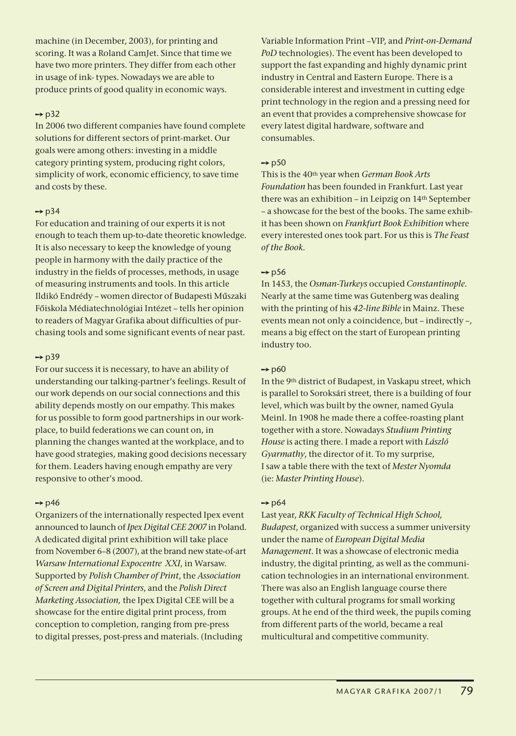machine (in December, 2003), for printing and scoring. It was a Roland CamJet. Since that time we have two more printers. They differ from each other in usage of ink- types. Nowadays we are able to produce prints of good quality in economic ways.

→ p32

In 2006 two different companies have found complete solutions for different sectors of print-market. Our goals were among others: investing in a middle category printing system, producing right colors, simplicity of work, economic efficiency, to save time and costs by these.

→ p34

For education and training of our experts it is not enough to teach them up-to-date theoretic knowledge. It is also necessary to keep the knowledge of young people in harmony with the daily practice of the industry in the fields of processes, methods, in usage of measuring instruments and tools. In this article Ildikó Endrédy – women director of Budapesti Műszaki Főiskola Médiatechnológiai Intézet – tells her opinion to readers of Magyar Grafika about difficulties of purchasing tools and some significant events of near past.

→ p39

For our success it is necessary, to have an ability of understanding our talking-partner's feelings. Result of our work depends on our social connections and this ability depends mostly on our empathy. This makes for us possible to form good partnerships in our workplace, to build federations we can count on, in planning the changes wanted at the workplace, and to have good strategies, making good decisions necessary for them. Leaders having enough empathy are very responsive to other's mood.

→ p46

Organizers of the internationally respected Ipex event announced to launch of *Ipex Digital CEE 2007* in Poland. A dedicated digital print exhibition will take place from November 6–8 (2007), at the brand new state-of-art *Warsaw International Expocentre XXI*, in Warsaw. Supported by *Polish Chamber of Print*, the *Association of Screen and Digital Printers*, and the *Polish Direct Marketing Association,* the Ipex Digital CEE will be a showcase for the entire digital print process, from conception to completion, ranging from pre-press to digital presses, post-press and materials. (Including Variable Information Print –VIP, and *Print-on-Demand PoD* technologies). The event has been developed to support the fast expanding and highly dynamic print industry in Central and Eastern Europe. There is a considerable interest and investment in cutting edge print technology in the region and a pressing need for an event that provides a comprehensive showcase for every latest digital hardware, software and consumables.

→ p50

This is the 40th year when *German Book Arts Foundation* has been founded in Frankfurt. Last year there was an exhibition – in Leipzig on 14th September – a showcase for the best of the books. The same exhibit has been shown on *Frankfurt Book Exhibition* where every interested ones took part. For us this is *The Feast of the Book*.

→ p56

In 1453, the *Osman-Turkeys* occupied *Constantinople*. Nearly at the same time was Gutenberg was dealing with the printing of his *42-line Bible* in Mainz. These events mean not only a coincidence, but – indirectly –, means a big effect on the start of European printing industry too.

→ p60

In the 9th district of Budapest, in Vaskapu street, which is parallel to Soroksári street, there is a building of four level, which was built by the owner, named Gyula Meinl. In 1908 he made there a coffee-roasting plant together with a store. Nowadays *Studium Printing House* is acting there. I made a report with *László Gyarmathy*, the director of it. To my surprise, I saw a table there with the text of *Mester Nyomda* (ie: *Master Printing House*).

→ p64

Last year, *RKK Faculty of Technical High School, Budapest*, organized with success a summer university under the name of *European Digital Media Management*. It was a showcase of electronic media industry, the digital printing, as well as the communication technologies in an international environment. There was also an English language course there together with cultural programs for small working groups. At he end of the third week, the pupils coming from different parts of the world, became a real multicultural and competitive community.